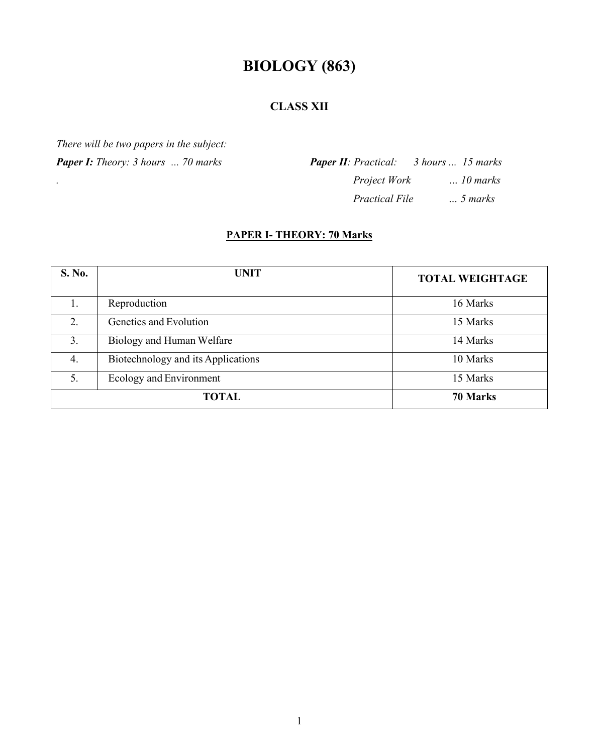# BIOLOGY (863)

## CLASS XII

*There will be two papers in the subject:*

***Paper I:*** *Theory: 3 hours ... 70 marks*

***Paper II****: Practical: 3 hours ... 15 marks*

*Project Work ... 10 marks*

*Practical File ... 5 marks*

### PAPER I- THEORY: 70 Marks

| S. No. | UNIT | TOTAL WEIGHTAGE |
|---|---|---|
| 1. | Reproduction | 16 Marks |
| 2. | Genetics and Evolution | 15 Marks |
| 3. | Biology and Human Welfare | 14 Marks |
| 4. | Biotechnology and its Applications | 10 Marks |
| 5. | Ecology and Environment | 15 Marks |
| **TOTAL** | | **70 Marks** |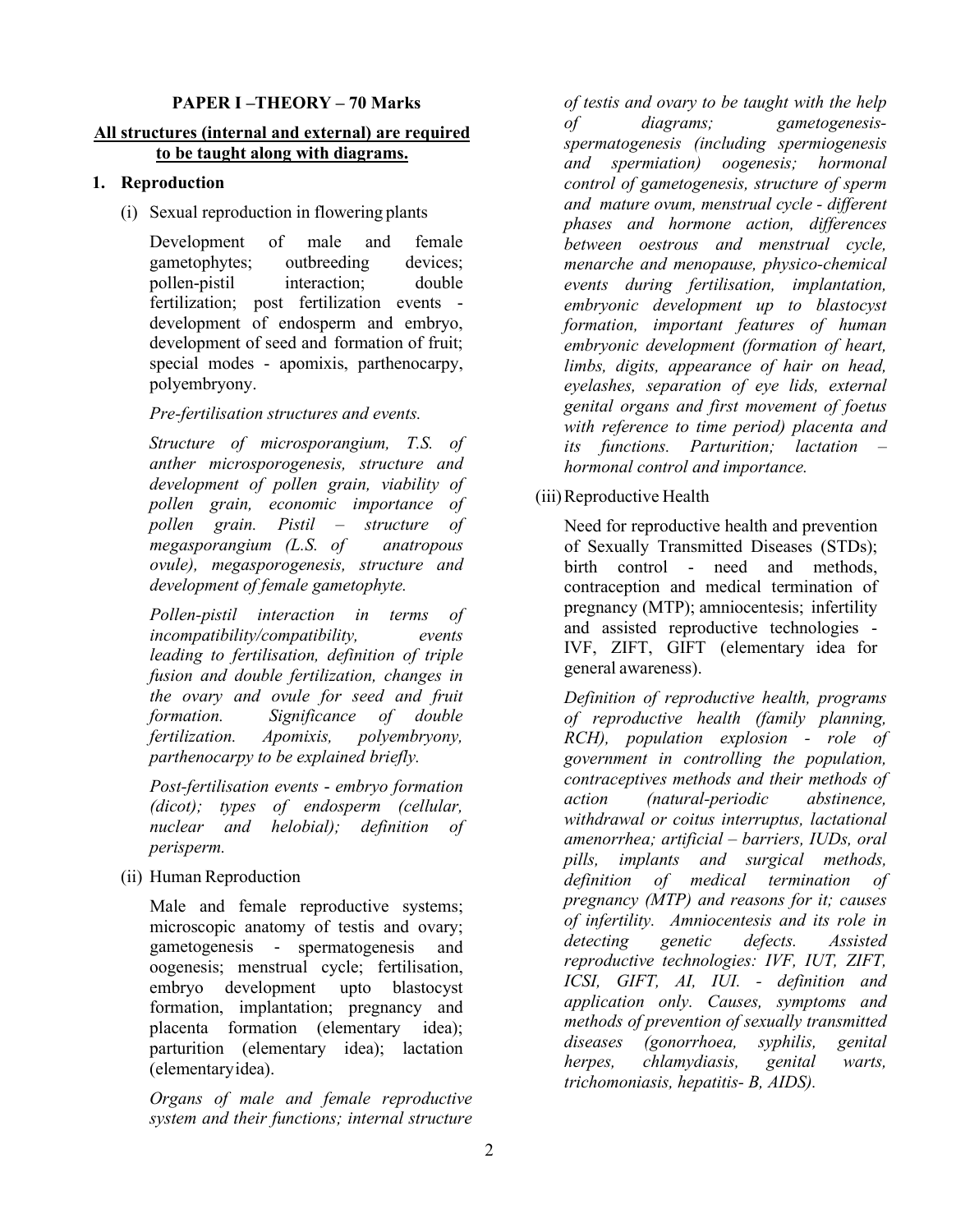**PAPER I –THEORY – 70 Marks**

**<u>All structures (internal and external) are required to be taught along with diagrams.</u>**

**1. Reproduction**

(i) Sexual reproduction in flowering plants

Development of male and female gametophytes; outbreeding devices; pollen-pistil interaction; double fertilization; post fertilization events - development of endosperm and embryo, development of seed and formation of fruit; special modes - apomixis, parthenocarpy, polyembryony.

*Pre-fertilisation structures and events.*

*Structure of microsporangium, T.S. of anther microsporogenesis, structure and development of pollen grain, viability of pollen grain, economic importance of pollen grain. Pistil – structure of megasporangium (L.S. of anatropous ovule), megasporogenesis, structure and development of female gametophyte.*

*Pollen-pistil interaction in terms of incompatibility/compatibility, events leading to fertilisation, definition of triple fusion and double fertilization, changes in the ovary and ovule for seed and fruit formation. Significance of double fertilization. Apomixis, polyembryony, parthenocarpy to be explained briefly.*

*Post-fertilisation events - embryo formation (dicot); types of endosperm (cellular, nuclear and helobial); definition of perisperm.*

(ii) Human Reproduction

Male and female reproductive systems; microscopic anatomy of testis and ovary; gametogenesis - spermatogenesis and oogenesis; menstrual cycle; fertilisation, embryo development upto blastocyst formation, implantation; pregnancy and placenta formation (elementary idea); parturition (elementary idea); lactation (elementary idea).

*Organs of male and female reproductive system and their functions; internal structure of testis and ovary to be taught with the help of diagrams; gametogenesis- spermatogenesis (including spermiogenesis and spermiation) oogenesis; hormonal control of gametogenesis, structure of sperm and mature ovum, menstrual cycle - different phases and hormone action, differences between oestrous and menstrual cycle, menarche and menopause, physico-chemical events during fertilisation, implantation, embryonic development up to blastocyst formation, important features of human embryonic development (formation of heart, limbs, digits, appearance of hair on head, eyelashes, separation of eye lids, external genital organs and first movement of foetus with reference to time period) placenta and its functions. Parturition; lactation – hormonal control and importance.*

(iii) Reproductive Health

Need for reproductive health and prevention of Sexually Transmitted Diseases (STDs); birth control - need and methods, contraception and medical termination of pregnancy (MTP); amniocentesis; infertility and assisted reproductive technologies - IVF, ZIFT, GIFT (elementary idea for general awareness).

*Definition of reproductive health, programs of reproductive health (family planning, RCH), population explosion - role of government in controlling the population, contraceptives methods and their methods of action (natural-periodic abstinence, withdrawal or coitus interruptus, lactational amenorrhea; artificial – barriers, IUDs, oral pills, implants and surgical methods, definition of medical termination of pregnancy (MTP) and reasons for it; causes of infertility. Amniocentesis and its role in detecting genetic defects. Assisted reproductive technologies: IVF, IUT, ZIFT, ICSI, GIFT, AI, IUI. - definition and application only. Causes, symptoms and methods of prevention of sexually transmitted diseases (gonorrhoea, syphilis, genital herpes, chlamydiasis, genital warts, trichomoniasis, hepatitis- B, AIDS).*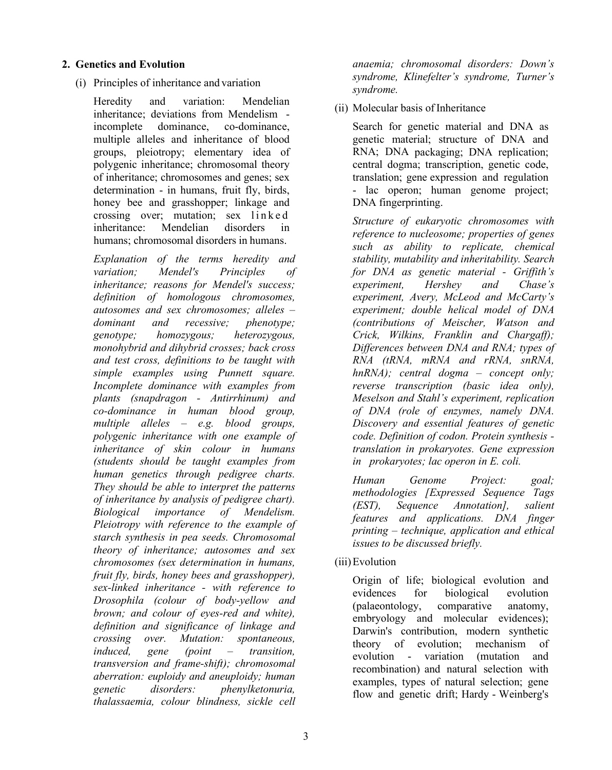**2. Genetics and Evolution**

(i) Principles of inheritance and variation

Heredity and variation: Mendelian inheritance; deviations from Mendelism - incomplete dominance, co-dominance, multiple alleles and inheritance of blood groups, pleiotropy; elementary idea of polygenic inheritance; chromosomal theory of inheritance; chromosomes and genes; sex determination - in humans, fruit fly, birds, honey bee and grasshopper; linkage and crossing over; mutation; sex linked inheritance: Mendelian disorders in humans; chromosomal disorders in humans.

*Explanation of the terms heredity and variation; Mendel's Principles of inheritance; reasons for Mendel's success; definition of homologous chromosomes, autosomes and sex chromosomes; alleles – dominant and recessive; phenotype; genotype; homozygous; heterozygous, monohybrid and dihybrid crosses; back cross and test cross, definitions to be taught with simple examples using Punnett square. Incomplete dominance with examples from plants (snapdragon - Antirrhinum) and co-dominance in human blood group, multiple alleles – e.g. blood groups, polygenic inheritance with one example of inheritance of skin colour in humans (students should be taught examples from human genetics through pedigree charts. They should be able to interpret the patterns of inheritance by analysis of pedigree chart). Biological importance of Mendelism. Pleiotropy with reference to the example of starch synthesis in pea seeds. Chromosomal theory of inheritance; autosomes and sex chromosomes (sex determination in humans, fruit fly, birds, honey bees and grasshopper), sex-linked inheritance - with reference to Drosophila (colour of body-yellow and brown; and colour of eyes-red and white), definition and significance of linkage and crossing over. Mutation: spontaneous, induced, gene (point – transition, transversion and frame-shift); chromosomal aberration: euploidy and aneuploidy; human genetic disorders: phenylketonuria, thalassaemia, colour blindness, sickle cell anaemia; chromosomal disorders: Down's syndrome, Klinefelter's syndrome, Turner's syndrome.*

(ii) Molecular basis of Inheritance

Search for genetic material and DNA as genetic material; structure of DNA and RNA; DNA packaging; DNA replication; central dogma; transcription, genetic code, translation; gene expression and regulation - lac operon; human genome project; DNA fingerprinting.

*Structure of eukaryotic chromosomes with reference to nucleosome; properties of genes such as ability to replicate, chemical stability, mutability and inheritability. Search for DNA as genetic material - Griffith's experiment, Hershey and Chase's experiment, Avery, McLeod and McCarty's experiment; double helical model of DNA (contributions of Meischer, Watson and Crick, Wilkins, Franklin and Chargaff); Differences between DNA and RNA; types of RNA (tRNA, mRNA and rRNA, snRNA, hnRNA); central dogma – concept only; reverse transcription (basic idea only), Meselson and Stahl's experiment, replication of DNA (role of enzymes, namely DNA. Discovery and essential features of genetic code. Definition of codon. Protein synthesis - translation in prokaryotes. Gene expression in prokaryotes; lac operon in E. coli.*

*Human Genome Project: goal; methodologies [Expressed Sequence Tags (EST), Sequence Annotation], salient features and applications. DNA finger printing – technique, application and ethical issues to be discussed briefly.*

(iii) Evolution

Origin of life; biological evolution and evidences for biological evolution (palaeontology, comparative anatomy, embryology and molecular evidences); Darwin's contribution, modern synthetic theory of evolution; mechanism of evolution - variation (mutation and recombination) and natural selection with examples, types of natural selection; gene flow and genetic drift; Hardy - Weinberg's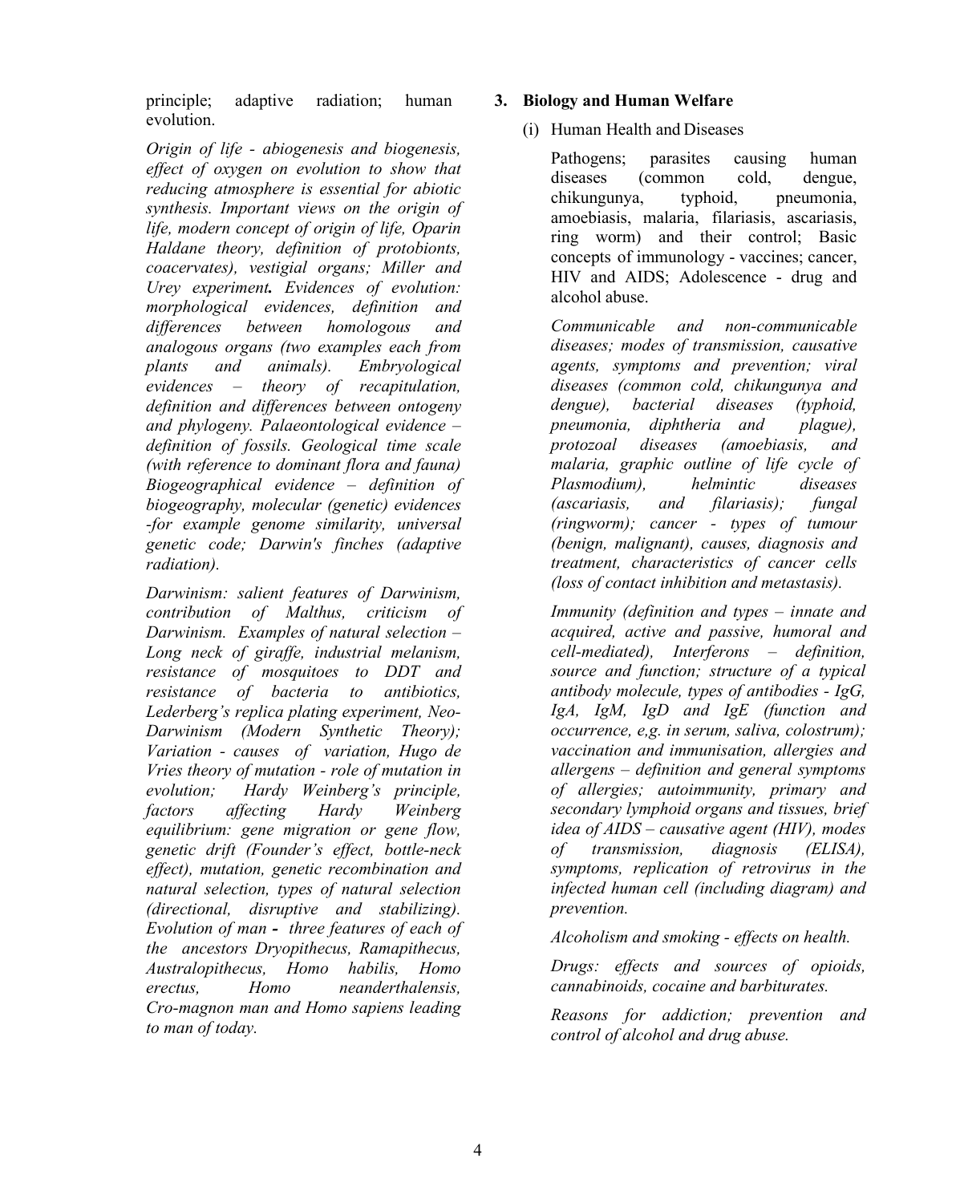principle; adaptive radiation; human evolution.

*Origin of life - abiogenesis and biogenesis, effect of oxygen on evolution to show that reducing atmosphere is essential for abiotic synthesis. Important views on the origin of life, modern concept of origin of life, Oparin Haldane theory, definition of protobionts, coacervates), vestigial organs; Miller and Urey experiment. Evidences of evolution: morphological evidences, definition and differences between homologous and analogous organs (two examples each from plants and animals). Embryological evidences – theory of recapitulation, definition and differences between ontogeny and phylogeny. Palaeontological evidence – definition of fossils. Geological time scale (with reference to dominant flora and fauna) Biogeographical evidence – definition of biogeography, molecular (genetic) evidences -for example genome similarity, universal genetic code; Darwin's finches (adaptive radiation).*

*Darwinism: salient features of Darwinism, contribution of Malthus, criticism of Darwinism. Examples of natural selection – Long neck of giraffe, industrial melanism, resistance of mosquitoes to DDT and resistance of bacteria to antibiotics, Lederberg's replica plating experiment, Neo-Darwinism (Modern Synthetic Theory); Variation - causes of variation, Hugo de Vries theory of mutation - role of mutation in evolution; Hardy Weinberg's principle, factors affecting Hardy Weinberg equilibrium: gene migration or gene flow, genetic drift (Founder's effect, bottle-neck effect), mutation, genetic recombination and natural selection, types of natural selection (directional, disruptive and stabilizing). Evolution of man - three features of each of the ancestors Dryopithecus, Ramapithecus, Australopithecus, Homo habilis, Homo erectus, Homo neanderthalensis, Cro-magnon man and Homo sapiens leading to man of today.*

**3. Biology and Human Welfare**

(i) Human Health and Diseases

Pathogens; parasites causing human diseases (common cold, dengue, chikungunya, typhoid, pneumonia, amoebiasis, malaria, filariasis, ascariasis, ring worm) and their control; Basic concepts of immunology - vaccines; cancer, HIV and AIDS; Adolescence - drug and alcohol abuse.

*Communicable and non-communicable diseases; modes of transmission, causative agents, symptoms and prevention; viral diseases (common cold, chikungunya and dengue), bacterial diseases (typhoid, pneumonia, diphtheria and plague), protozoal diseases (amoebiasis, and malaria, graphic outline of life cycle of Plasmodium), helmintic diseases (ascariasis, and filariasis); fungal (ringworm); cancer - types of tumour (benign, malignant), causes, diagnosis and treatment, characteristics of cancer cells (loss of contact inhibition and metastasis).*

*Immunity (definition and types – innate and acquired, active and passive, humoral and cell-mediated), Interferons – definition, source and function; structure of a typical antibody molecule, types of antibodies - IgG, IgA, IgM, IgD and IgE (function and occurrence, e,g. in serum, saliva, colostrum); vaccination and immunisation, allergies and allergens – definition and general symptoms of allergies; autoimmunity, primary and secondary lymphoid organs and tissues, brief idea of AIDS – causative agent (HIV), modes of transmission, diagnosis (ELISA), symptoms, replication of retrovirus in the infected human cell (including diagram) and prevention.*

*Alcoholism and smoking - effects on health.*

*Drugs: effects and sources of opioids, cannabinoids, cocaine and barbiturates.*

*Reasons for addiction; prevention and control of alcohol and drug abuse.*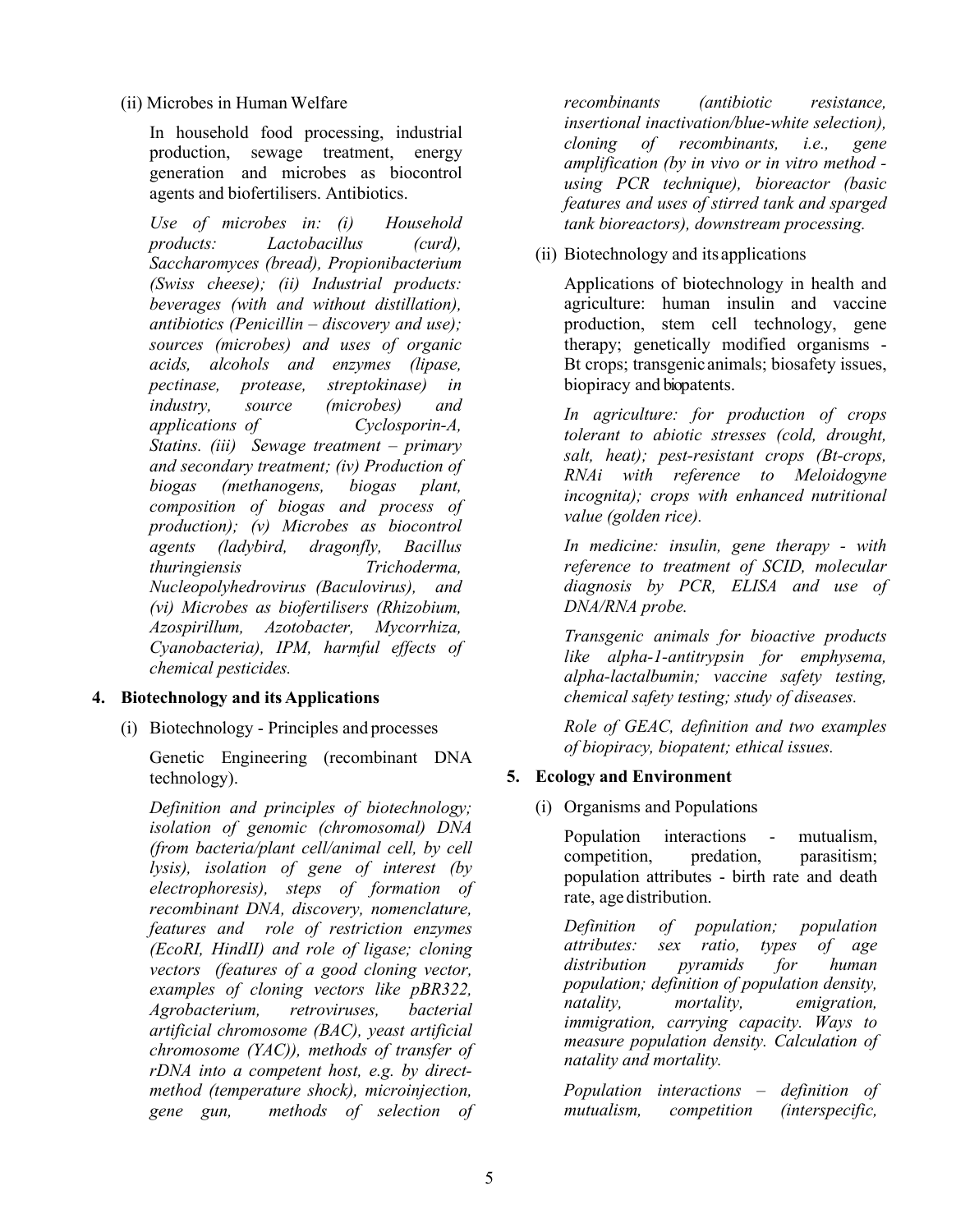(ii) Microbes in Human Welfare

In household food processing, industrial production, sewage treatment, energy generation and microbes as biocontrol agents and biofertilisers. Antibiotics.

*Use of microbes in: (i) Household products: Lactobacillus (curd), Saccharomyces (bread), Propionibacterium (Swiss cheese); (ii) Industrial products: beverages (with and without distillation), antibiotics (Penicillin – discovery and use); sources (microbes) and uses of organic acids, alcohols and enzymes (lipase, pectinase, protease, streptokinase) in industry, source (microbes) and applications of Cyclosporin-A, Statins. (iii) Sewage treatment – primary and secondary treatment; (iv) Production of biogas (methanogens, biogas plant, composition of biogas and process of production); (v) Microbes as biocontrol agents (ladybird, dragonfly, Bacillus thuringiensis Trichoderma, Nucleopolyhedrovirus (Baculovirus), and (vi) Microbes as biofertilisers (Rhizobium, Azospirillum, Azotobacter, Mycorrhiza, Cyanobacteria), IPM, harmful effects of chemical pesticides.*

## 4. Biotechnology and its Applications

(i) Biotechnology - Principles and processes

Genetic Engineering (recombinant DNA technology).

*Definition and principles of biotechnology; isolation of genomic (chromosomal) DNA (from bacteria/plant cell/animal cell, by cell lysis), isolation of gene of interest (by electrophoresis), steps of formation of recombinant DNA, discovery, nomenclature, features and role of restriction enzymes (EcoRI, HindII) and role of ligase; cloning vectors (features of a good cloning vector, examples of cloning vectors like pBR322, Agrobacterium, retroviruses, bacterial artificial chromosome (BAC), yeast artificial chromosome (YAC)), methods of transfer of rDNA into a competent host, e.g. by direct-method (temperature shock), microinjection, gene gun, methods of selection of recombinants (antibiotic resistance, insertional inactivation/blue-white selection), cloning of recombinants, i.e., gene amplification (by in vivo or in vitro method - using PCR technique), bioreactor (basic features and uses of stirred tank and sparged tank bioreactors), downstream processing.*

(ii) Biotechnology and its applications

Applications of biotechnology in health and agriculture: human insulin and vaccine production, stem cell technology, gene therapy; genetically modified organisms - Bt crops; transgenic animals; biosafety issues, biopiracy and biopatents.

*In agriculture: for production of crops tolerant to abiotic stresses (cold, drought, salt, heat); pest-resistant crops (Bt-crops, RNAi with reference to Meloidogyne incognita); crops with enhanced nutritional value (golden rice).*

*In medicine: insulin, gene therapy - with reference to treatment of SCID, molecular diagnosis by PCR, ELISA and use of DNA/RNA probe.*

*Transgenic animals for bioactive products like alpha-1-antitrypsin for emphysema, alpha-lactalbumin; vaccine safety testing, chemical safety testing; study of diseases.*

*Role of GEAC, definition and two examples of biopiracy, biopatent; ethical issues.*

## 5. Ecology and Environment

(i) Organisms and Populations

Population interactions - mutualism, competition, predation, parasitism; population attributes - birth rate and death rate, age distribution.

*Definition of population; population attributes: sex ratio, types of age distribution pyramids for human population; definition of population density, natality, mortality, emigration, immigration, carrying capacity. Ways to measure population density. Calculation of natality and mortality.*

*Population interactions – definition of mutualism, competition (interspecific,*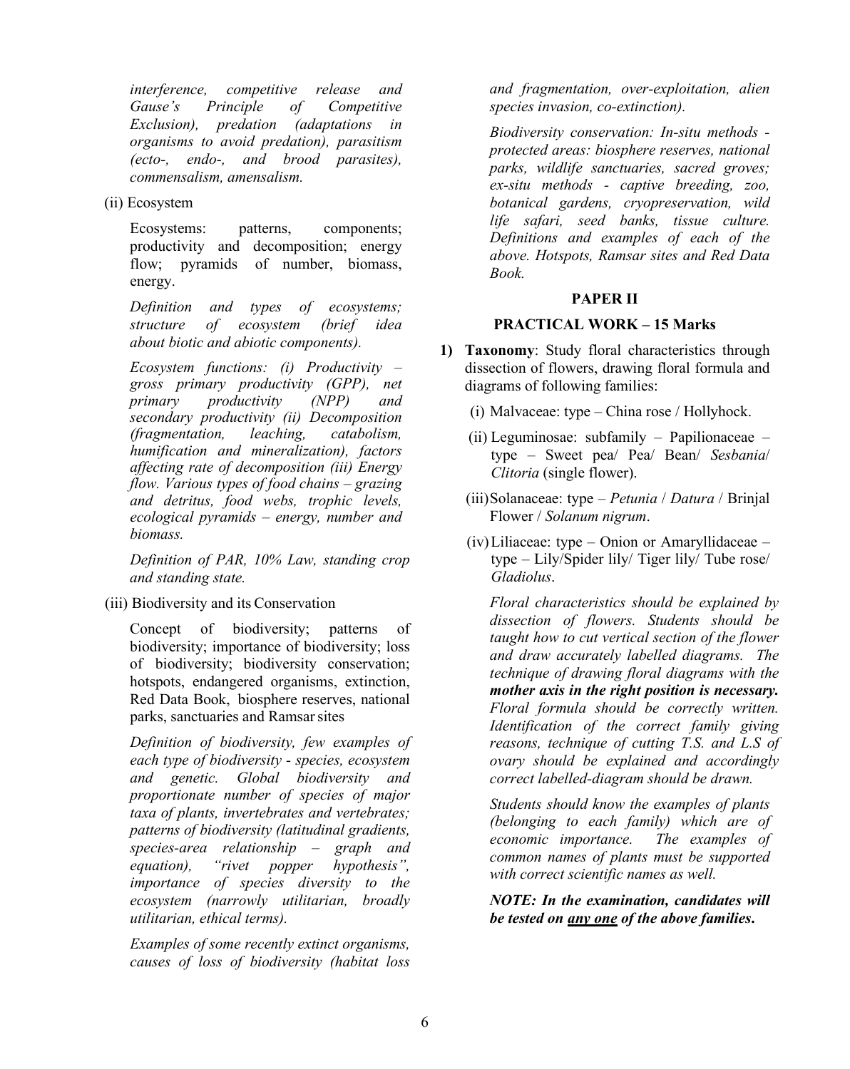*interference, competitive release and Gause's Principle of Competitive Exclusion), predation (adaptations in organisms to avoid predation), parasitism (ecto-, endo-, and brood parasites), commensalism, amensalism.*

(ii) Ecosystem

Ecosystems: patterns, components; productivity and decomposition; energy flow; pyramids of number, biomass, energy.

*Definition and types of ecosystems; structure of ecosystem (brief idea about biotic and abiotic components).*

*Ecosystem functions: (i) Productivity – gross primary productivity (GPP), net primary productivity (NPP) and secondary productivity (ii) Decomposition (fragmentation, leaching, catabolism, humification and mineralization), factors affecting rate of decomposition (iii) Energy flow. Various types of food chains – grazing and detritus, food webs, trophic levels, ecological pyramids – energy, number and biomass.*

*Definition of PAR, 10% Law, standing crop and standing state.*

(iii) Biodiversity and its Conservation

Concept of biodiversity; patterns of biodiversity; importance of biodiversity; loss of biodiversity; biodiversity conservation; hotspots, endangered organisms, extinction, Red Data Book, biosphere reserves, national parks, sanctuaries and Ramsar sites

*Definition of biodiversity, few examples of each type of biodiversity - species, ecosystem and genetic. Global biodiversity and proportionate number of species of major taxa of plants, invertebrates and vertebrates; patterns of biodiversity (latitudinal gradients, species-area relationship – graph and equation), "rivet popper hypothesis", importance of species diversity to the ecosystem (narrowly utilitarian, broadly utilitarian, ethical terms).*

*Examples of some recently extinct organisms, causes of loss of biodiversity (habitat loss and fragmentation, over-exploitation, alien species invasion, co-extinction).*

*Biodiversity conservation: In-situ methods - protected areas: biosphere reserves, national parks, wildlife sanctuaries, sacred groves; ex-situ methods - captive breeding, zoo, botanical gardens, cryopreservation, wild life safari, seed banks, tissue culture. Definitions and examples of each of the above. Hotspots, Ramsar sites and Red Data Book.*

## PAPER II

### PRACTICAL WORK – 15 Marks

1) **Taxonomy**: Study floral characteristics through dissection of flowers, drawing floral formula and diagrams of following families:

   (i) Malvaceae: type – China rose / Hollyhock.

   (ii) Leguminosae: subfamily – Papilionaceae – type – Sweet pea/ Pea/ Bean/ *Sesbania*/ *Clitoria* (single flower).

   (iii) Solanaceae: type – *Petunia* / *Datura* / Brinjal Flower / *Solanum nigrum*.

   (iv) Liliaceae: type – Onion or Amaryllidaceae – type – Lily/Spider lily/ Tiger lily/ Tube rose/ *Gladiolus*.

   *Floral characteristics should be explained by dissection of flowers. Students should be taught how to cut vertical section of the flower and draw accurately labelled diagrams. The technique of drawing floral diagrams with the* ***mother axis in the right position is necessary.*** *Floral formula should be correctly written. Identification of the correct family giving reasons, technique of cutting T.S. and L.S of ovary should be explained and accordingly correct labelled-diagram should be drawn.*

   *Students should know the examples of plants (belonging to each family) which are of economic importance. The examples of common names of plants must be supported with correct scientific names as well.*

   ***NOTE: In the examination, candidates will be tested on <u>any one</u> of the above families.***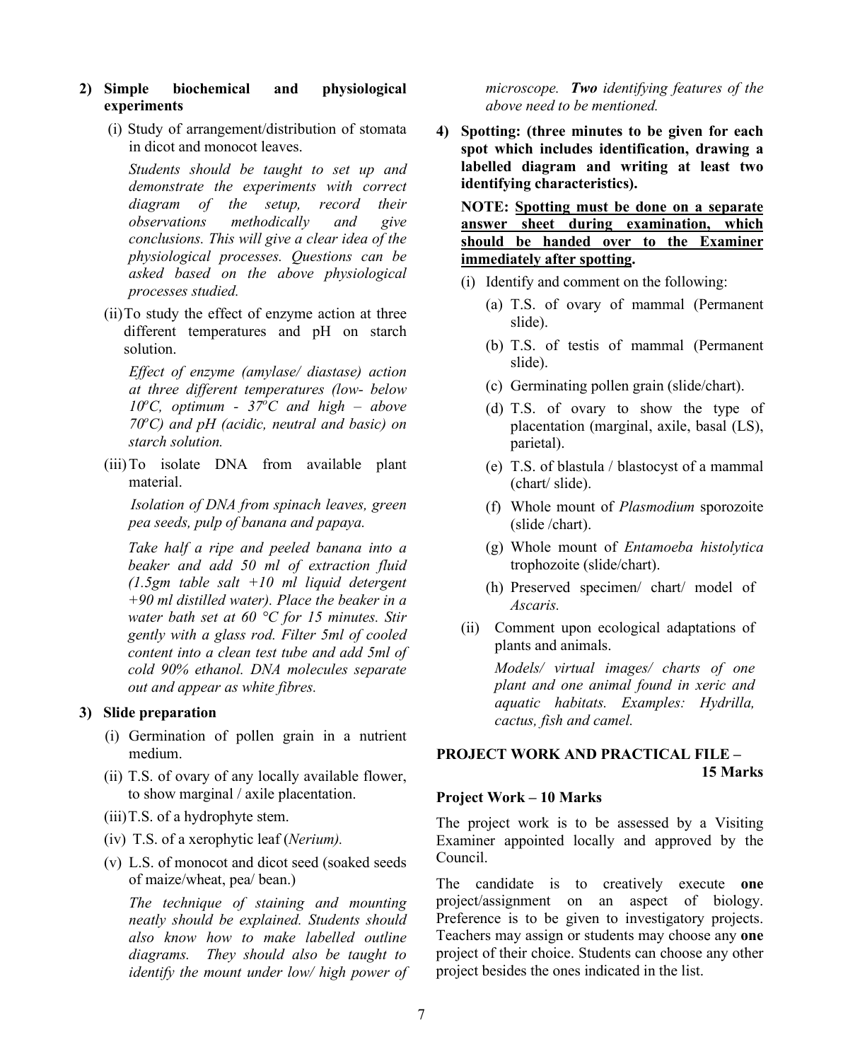**2) Simple biochemical and physiological experiments**

(i) Study of arrangement/distribution of stomata in dicot and monocot leaves.

*Students should be taught to set up and demonstrate the experiments with correct diagram of the setup, record their observations methodically and give conclusions. This will give a clear idea of the physiological processes. Questions can be asked based on the above physiological processes studied.*

(ii) To study the effect of enzyme action at three different temperatures and pH on starch solution.

*Effect of enzyme (amylase/ diastase) action at three different temperatures (low- below 10°C, optimum - 37°C and high – above 70°C) and pH (acidic, neutral and basic) on starch solution.*

(iii) To isolate DNA from available plant material.

*Isolation of DNA from spinach leaves, green pea seeds, pulp of banana and papaya.*

*Take half a ripe and peeled banana into a beaker and add 50 ml of extraction fluid (1.5gm table salt +10 ml liquid detergent +90 ml distilled water). Place the beaker in a water bath set at 60 °C for 15 minutes. Stir gently with a glass rod. Filter 5ml of cooled content into a clean test tube and add 5ml of cold 90% ethanol. DNA molecules separate out and appear as white fibres.*

**3) Slide preparation**

(i) Germination of pollen grain in a nutrient medium.

(ii) T.S. of ovary of any locally available flower, to show marginal / axile placentation.

(iii) T.S. of a hydrophyte stem.

(iv) T.S. of a xerophytic leaf (*Nerium).*

(v) L.S. of monocot and dicot seed (soaked seeds of maize/wheat, pea/ bean.)

*The technique of staining and mounting neatly should be explained. Students should also know how to make labelled outline diagrams. They should also be taught to identify the mount under low/ high power of microscope.* ***Two*** *identifying features of the above need to be mentioned.*

**4) Spotting: (three minutes to be given for each spot which includes identification, drawing a labelled diagram and writing at least two identifying characteristics).**

**NOTE: <u>Spotting must be done on a separate answer sheet during examination, which should be handed over to the Examiner immediately after spotting</u>.**

(i) Identify and comment on the following:

- (a) T.S. of ovary of mammal (Permanent slide).
- (b) T.S. of testis of mammal (Permanent slide).
- (c) Germinating pollen grain (slide/chart).
- (d) T.S. of ovary to show the type of placentation (marginal, axile, basal (LS), parietal).
- (e) T.S. of blastula / blastocyst of a mammal (chart/ slide).
- (f) Whole mount of *Plasmodium* sporozoite (slide /chart).
- (g) Whole mount of *Entamoeba histolytica* trophozoite (slide/chart).
- (h) Preserved specimen/ chart/ model of *Ascaris.*

(ii) Comment upon ecological adaptations of plants and animals.

*Models/ virtual images/ charts of one plant and one animal found in xeric and aquatic habitats. Examples: Hydrilla, cactus, fish and camel.*

## PROJECT WORK AND PRACTICAL FILE – 15 Marks

### Project Work – 10 Marks

The project work is to be assessed by a Visiting Examiner appointed locally and approved by the Council.

The candidate is to creatively execute **one** project/assignment on an aspect of biology. Preference is to be given to investigatory projects. Teachers may assign or students may choose any **one** project of their choice. Students can choose any other project besides the ones indicated in the list.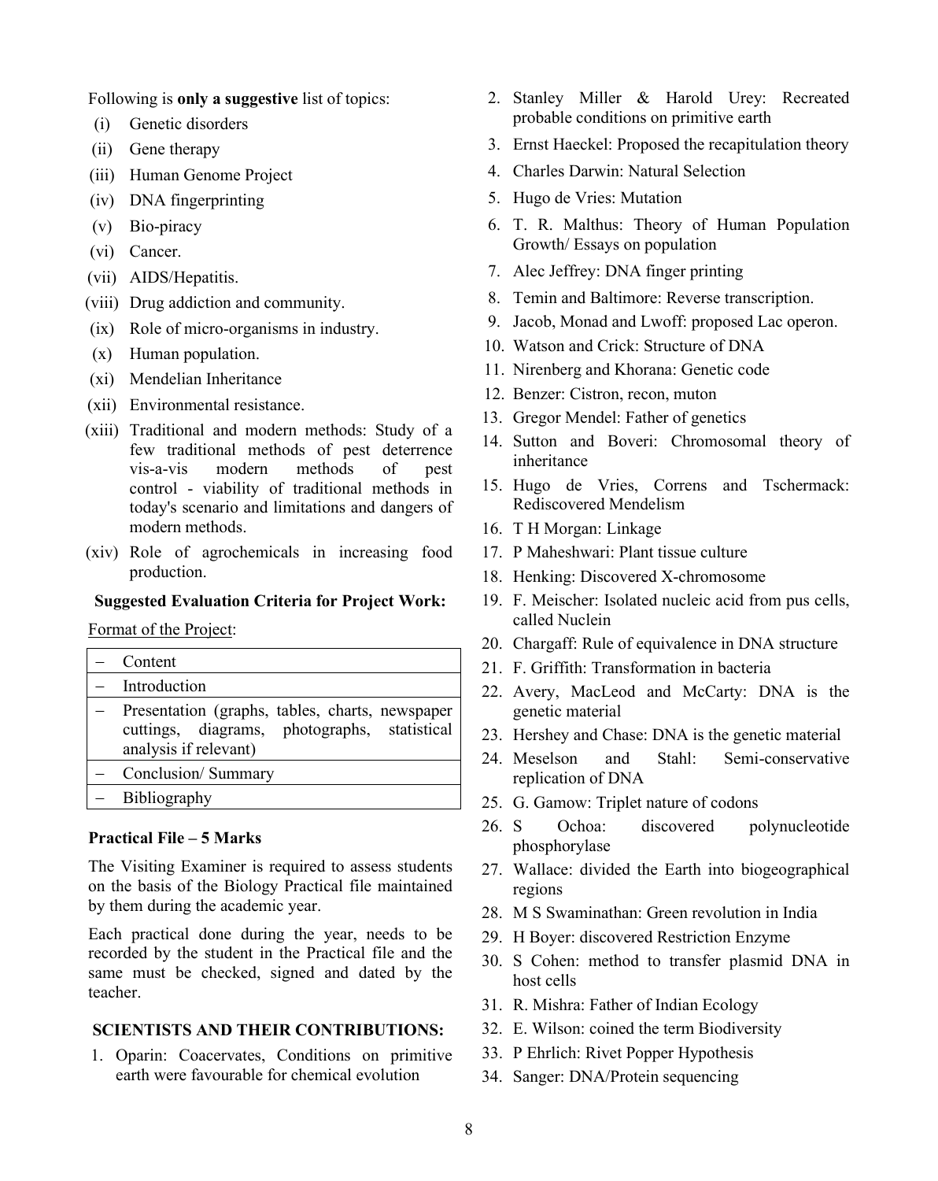Following is **only a suggestive** list of topics:

(i) Genetic disorders
(ii) Gene therapy
(iii) Human Genome Project
(iv) DNA fingerprinting
(v) Bio-piracy
(vi) Cancer.
(vii) AIDS/Hepatitis.
(viii) Drug addiction and community.
(ix) Role of micro-organisms in industry.
(x) Human population.
(xi) Mendelian Inheritance
(xii) Environmental resistance.
(xiii) Traditional and modern methods: Study of a few traditional methods of pest deterrence vis-a-vis modern methods of pest control - viability of traditional methods in today's scenario and limitations and dangers of modern methods.
(xiv) Role of agrochemicals in increasing food production.

**Suggested Evaluation Criteria for Project Work:**

Format of the Project:

| – | Content |
|---|---|
| – | Introduction |
| – | Presentation (graphs, tables, charts, newspaper cuttings, diagrams, photographs, statistical analysis if relevant) |
| – | Conclusion/ Summary |
| – | Bibliography |

**Practical File – 5 Marks**

The Visiting Examiner is required to assess students on the basis of the Biology Practical file maintained by them during the academic year.

Each practical done during the year, needs to be recorded by the student in the Practical file and the same must be checked, signed and dated by the teacher.

**SCIENTISTS AND THEIR CONTRIBUTIONS:**

1. Oparin: Coacervates, Conditions on primitive earth were favourable for chemical evolution
2. Stanley Miller & Harold Urey: Recreated probable conditions on primitive earth
3. Ernst Haeckel: Proposed the recapitulation theory
4. Charles Darwin: Natural Selection
5. Hugo de Vries: Mutation
6. T. R. Malthus: Theory of Human Population Growth/ Essays on population
7. Alec Jeffrey: DNA finger printing
8. Temin and Baltimore: Reverse transcription.
9. Jacob, Monad and Lwoff: proposed Lac operon.
10. Watson and Crick: Structure of DNA
11. Nirenberg and Khorana: Genetic code
12. Benzer: Cistron, recon, muton
13. Gregor Mendel: Father of genetics
14. Sutton and Boveri: Chromosomal theory of inheritance
15. Hugo de Vries, Correns and Tschermack: Rediscovered Mendelism
16. T H Morgan: Linkage
17. P Maheshwari: Plant tissue culture
18. Henking: Discovered X-chromosome
19. F. Meischer: Isolated nucleic acid from pus cells, called Nuclein
20. Chargaff: Rule of equivalence in DNA structure
21. F. Griffith: Transformation in bacteria
22. Avery, MacLeod and McCarty: DNA is the genetic material
23. Hershey and Chase: DNA is the genetic material
24. Meselson and Stahl: Semi-conservative replication of DNA
25. G. Gamow: Triplet nature of codons
26. S Ochoa: discovered polynucleotide phosphorylase
27. Wallace: divided the Earth into biogeographical regions
28. M S Swaminathan: Green revolution in India
29. H Boyer: discovered Restriction Enzyme
30. S Cohen: method to transfer plasmid DNA in host cells
31. R. Mishra: Father of Indian Ecology
32. E. Wilson: coined the term Biodiversity
33. P Ehrlich: Rivet Popper Hypothesis
34. Sanger: DNA/Protein sequencing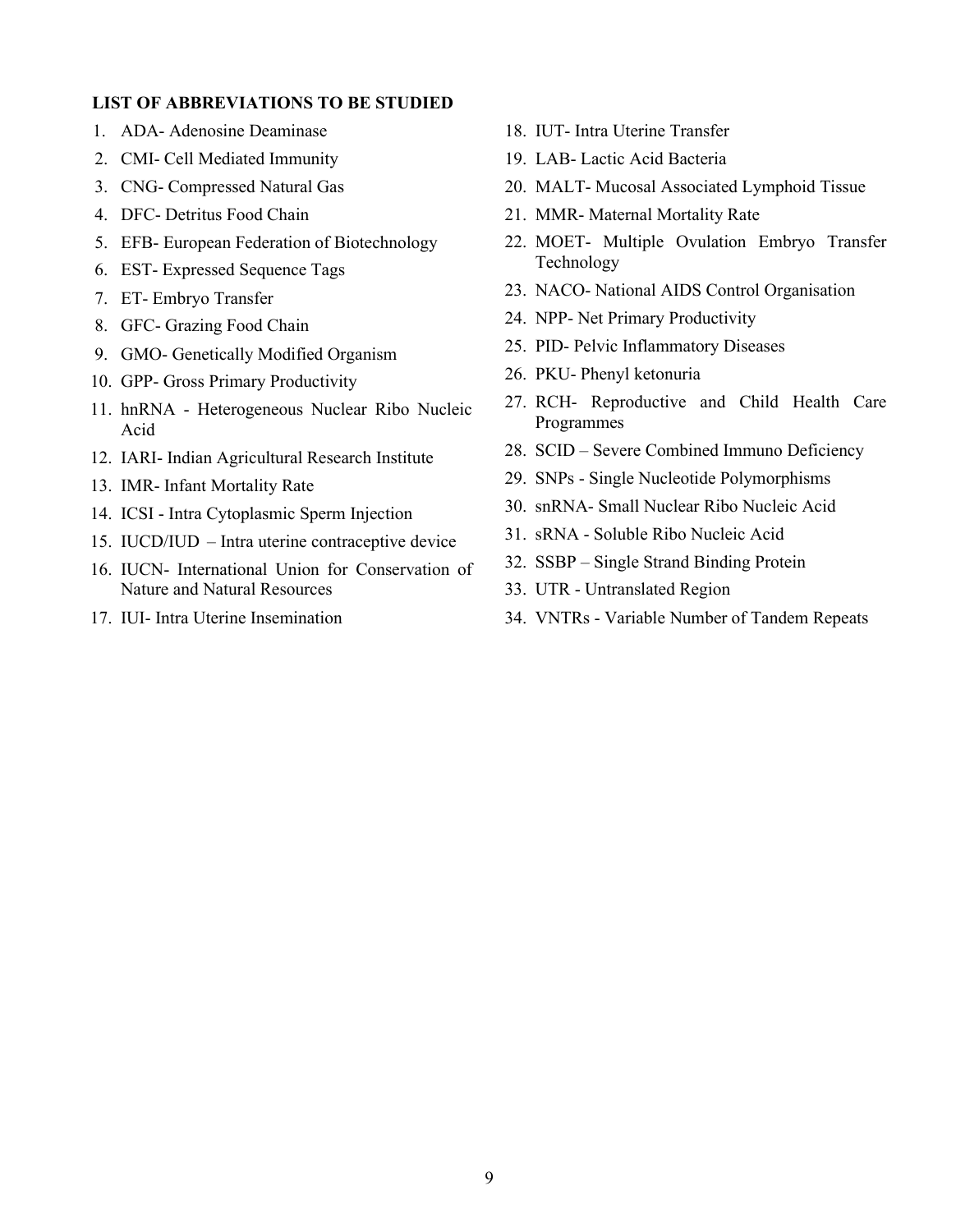**LIST OF ABBREVIATIONS TO BE STUDIED**

1. ADA- Adenosine Deaminase
2. CMI- Cell Mediated Immunity
3. CNG- Compressed Natural Gas
4. DFC- Detritus Food Chain
5. EFB- European Federation of Biotechnology
6. EST- Expressed Sequence Tags
7. ET- Embryo Transfer
8. GFC- Grazing Food Chain
9. GMO- Genetically Modified Organism
10. GPP- Gross Primary Productivity
11. hnRNA - Heterogeneous Nuclear Ribo Nucleic Acid
12. IARI- Indian Agricultural Research Institute
13. IMR- Infant Mortality Rate
14. ICSI - Intra Cytoplasmic Sperm Injection
15. IUCD/IUD – Intra uterine contraceptive device
16. IUCN- International Union for Conservation of Nature and Natural Resources
17. IUI- Intra Uterine Insemination
18. IUT- Intra Uterine Transfer
19. LAB- Lactic Acid Bacteria
20. MALT- Mucosal Associated Lymphoid Tissue
21. MMR- Maternal Mortality Rate
22. MOET- Multiple Ovulation Embryo Transfer Technology
23. NACO- National AIDS Control Organisation
24. NPP- Net Primary Productivity
25. PID- Pelvic Inflammatory Diseases
26. PKU- Phenyl ketonuria
27. RCH- Reproductive and Child Health Care Programmes
28. SCID – Severe Combined Immuno Deficiency
29. SNPs - Single Nucleotide Polymorphisms
30. snRNA- Small Nuclear Ribo Nucleic Acid
31. sRNA - Soluble Ribo Nucleic Acid
32. SSBP – Single Strand Binding Protein
33. UTR - Untranslated Region
34. VNTRs - Variable Number of Tandem Repeats